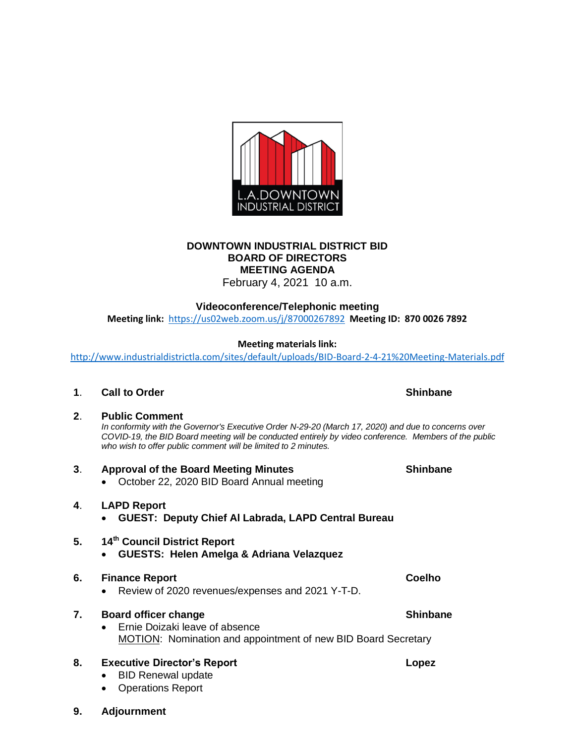L.A.DOWNTOWN INDUSTRIAL DISTRICT

# DOWNTOWN INDUSTRIAL DISTRICT BID
# BOARD OF DIRECTORS
# MEETING AGENDA

February 4, 2021 10 a.m.

**Videoconference/Telephonic meeting**

**Meeting link:** https://us02web.zoom.us/j/87000267892 **Meeting ID: 870 0026 7892**

**Meeting materials link:**

http://www.industrialdistrictla.com/sites/default/uploads/BID-Board-2-4-21%20Meeting-Materials.pdf

**1. Call to Order** — **Shinbane**

**2. Public Comment**

*In conformity with the Governor's Executive Order N-29-20 (March 17, 2020) and due to concerns over COVID-19, the BID Board meeting will be conducted entirely by video conference. Members of the public who wish to offer public comment will be limited to 2 minutes.*

**3. Approval of the Board Meeting Minutes** — **Shinbane**
- October 22, 2020 BID Board Annual meeting

**4. LAPD Report**
- **GUEST: Deputy Chief Al Labrada, LAPD Central Bureau**

**5. 14th Council District Report**
- **GUESTS: Helen Amelga & Adriana Velazquez**

**6. Finance Report** — **Coelho**
- Review of 2020 revenues/expenses and 2021 Y-T-D.

**7. Board officer change** — **Shinbane**
- Ernie Doizaki leave of absence

  MOTION: Nomination and appointment of new BID Board Secretary

**8. Executive Director's Report** — **Lopez**
- BID Renewal update
- Operations Report

**9. Adjournment**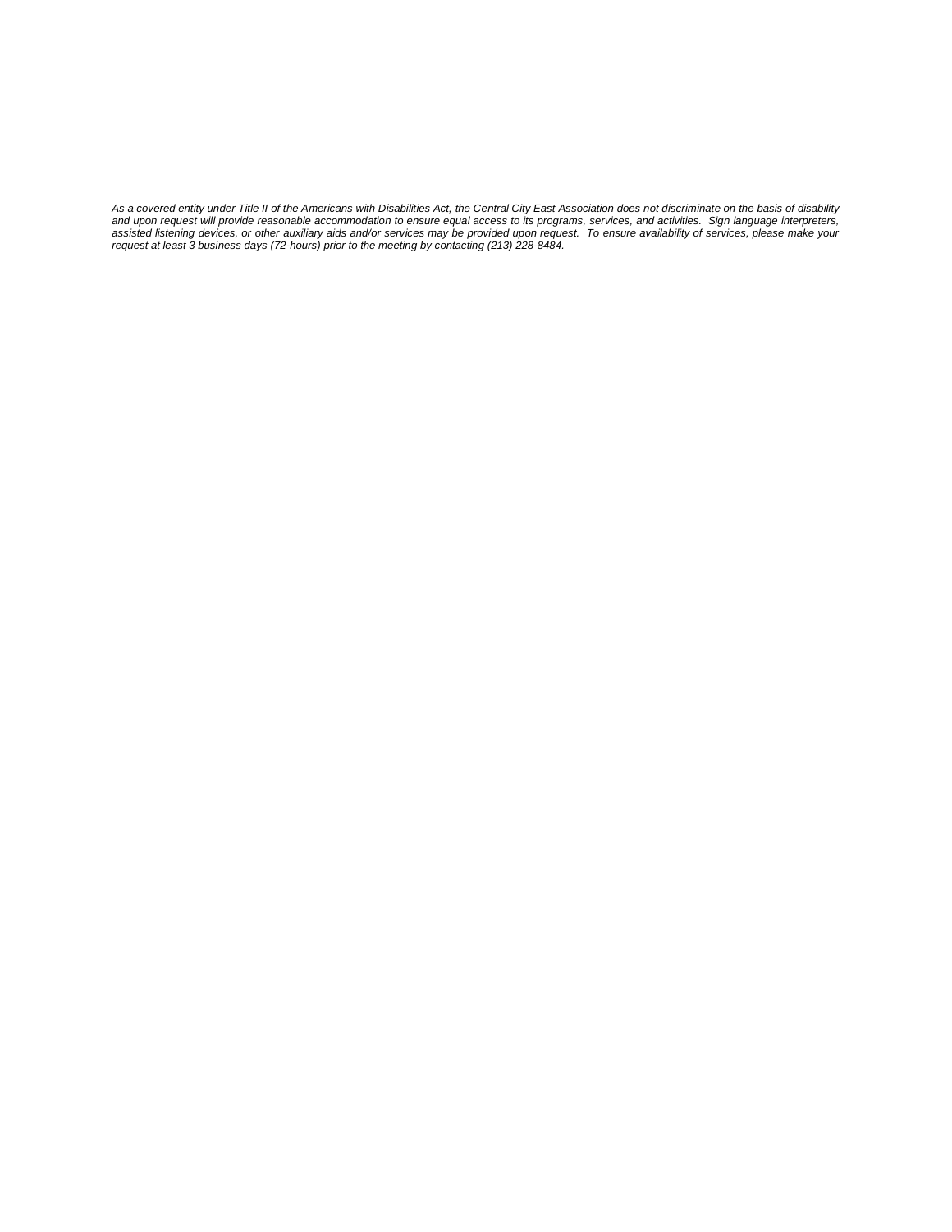*As a covered entity under Title II of the Americans with Disabilities Act, the Central City East Association does not discriminate on the basis of disability and upon request will provide reasonable accommodation to ensure equal access to its programs, services, and activities. Sign language interpreters, assisted listening devices, or other auxiliary aids and/or services may be provided upon request. To ensure availability of services, please make your request at least 3 business days (72-hours) prior to the meeting by contacting (213) 228-8484.*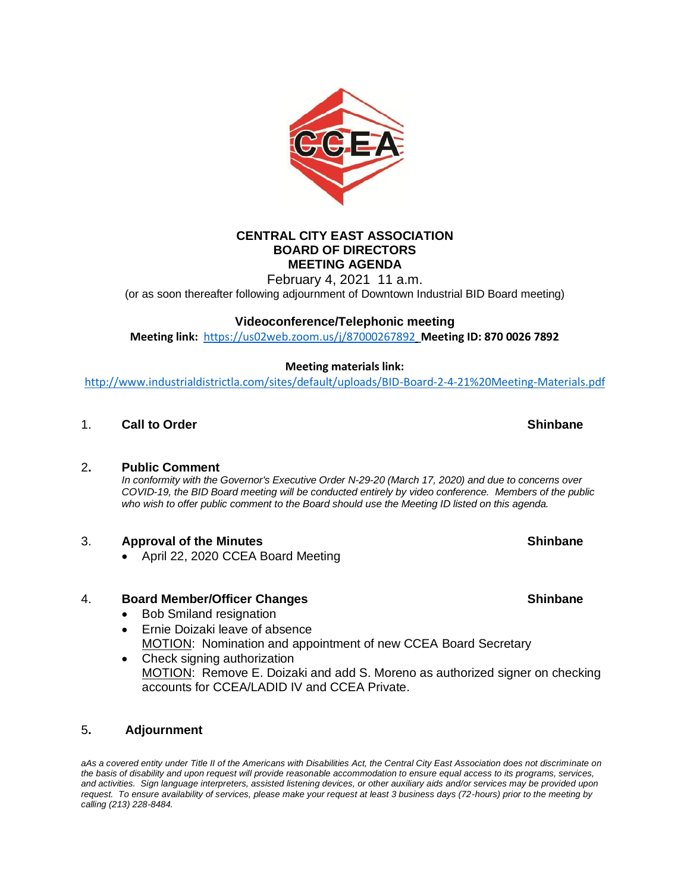# CENTRAL CITY EAST ASSOCIATION
## BOARD OF DIRECTORS
## MEETING AGENDA

February 4, 2021 11 a.m.

(or as soon thereafter following adjournment of Downtown Industrial BID Board meeting)

**Videoconference/Telephonic meeting**

**Meeting link:** https://us02web.zoom.us/j/87000267892 **Meeting ID: 870 0026 7892**

**Meeting materials link:**

http://www.industrialdistrictla.com/sites/default/uploads/BID-Board-2-4-21%20Meeting-Materials.pdf

1. **Call to Order** **Shinbane**

2. **Public Comment**

   *In conformity with the Governor's Executive Order N-29-20 (March 17, 2020) and due to concerns over COVID-19, the BID Board meeting will be conducted entirely by video conference. Members of the public who wish to offer public comment to the Board should use the Meeting ID listed on this agenda.*

3. **Approval of the Minutes** **Shinbane**
   - April 22, 2020 CCEA Board Meeting

4. **Board Member/Officer Changes** **Shinbane**
   - Bob Smiland resignation
   - Ernie Doizaki leave of absence

     MOTION: Nomination and appointment of new CCEA Board Secretary
   - Check signing authorization

     MOTION: Remove E. Doizaki and add S. Moreno as authorized signer on checking accounts for CCEA/LADID IV and CCEA Private.

5. **Adjournment**

*aAs a covered entity under Title II of the Americans with Disabilities Act, the Central City East Association does not discriminate on the basis of disability and upon request will provide reasonable accommodation to ensure equal access to its programs, services, and activities. Sign language interpreters, assisted listening devices, or other auxiliary aids and/or services may be provided upon request. To ensure availability of services, please make your request at least 3 business days (72-hours) prior to the meeting by calling (213) 228-8484.*